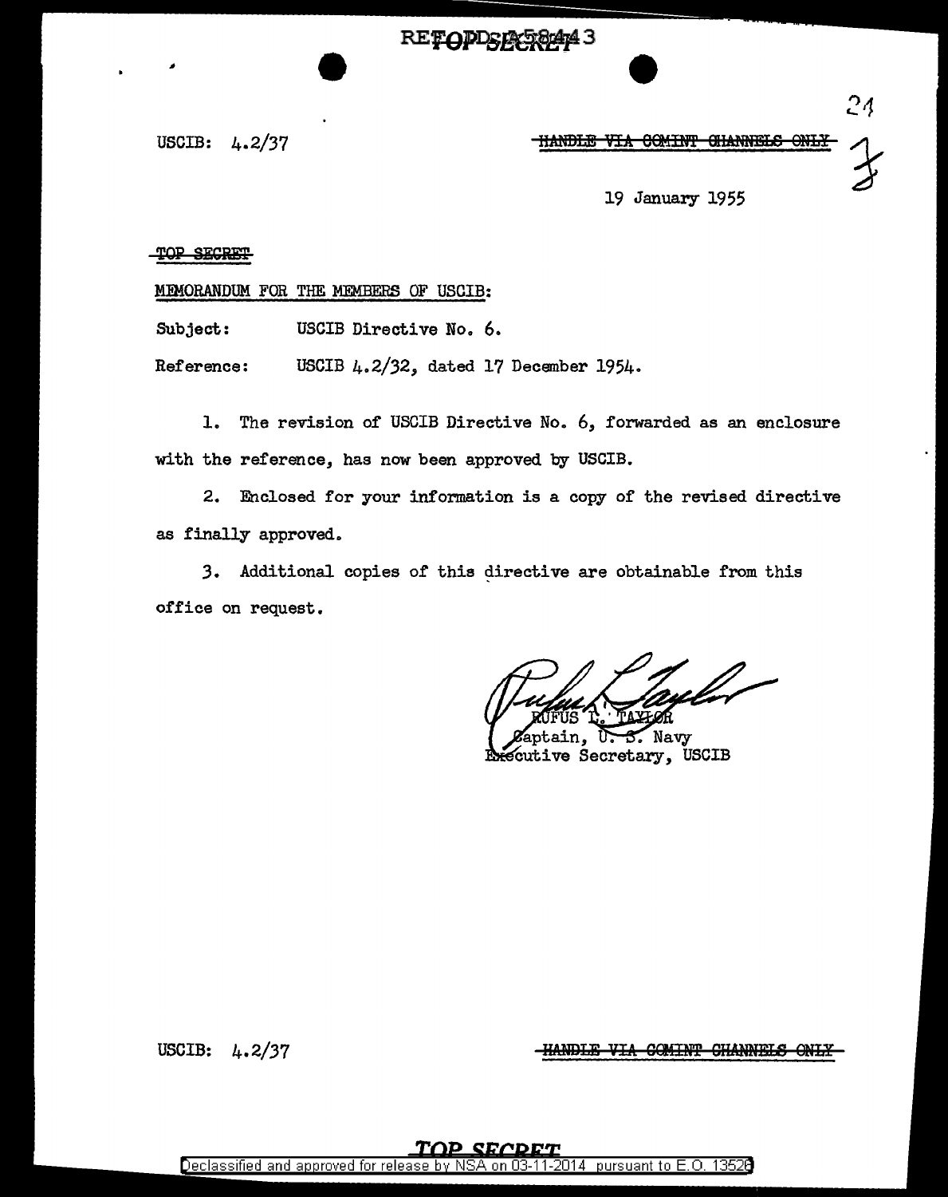USCIB: 4.2/37

~~HANDLE VIA COMINT CHANNELS ONLY~~

19 January 1955

~~TOP SECRET~~

MEMORANDUM FOR THE MEMBERS OF USCIB:

Subject: USCIB Directive No. 6.

Reference: USCIB 4.2/32, dated 17 December 1954.

1. The revision of USCIB Directive No. 6, forwarded as an enclosure with the reference, has now been approved by USCIB.

2. Enclosed for your information is a copy of the revised directive as finally approved.

3. Additional copies of this directive are obtainable from this office on request.

RUFUS L. TAYLOR
Captain, U. S. Navy
Executive Secretary, USCIB

USCIB: 4.2/37

~~HANDLE VIA COMINT CHANNELS ONLY~~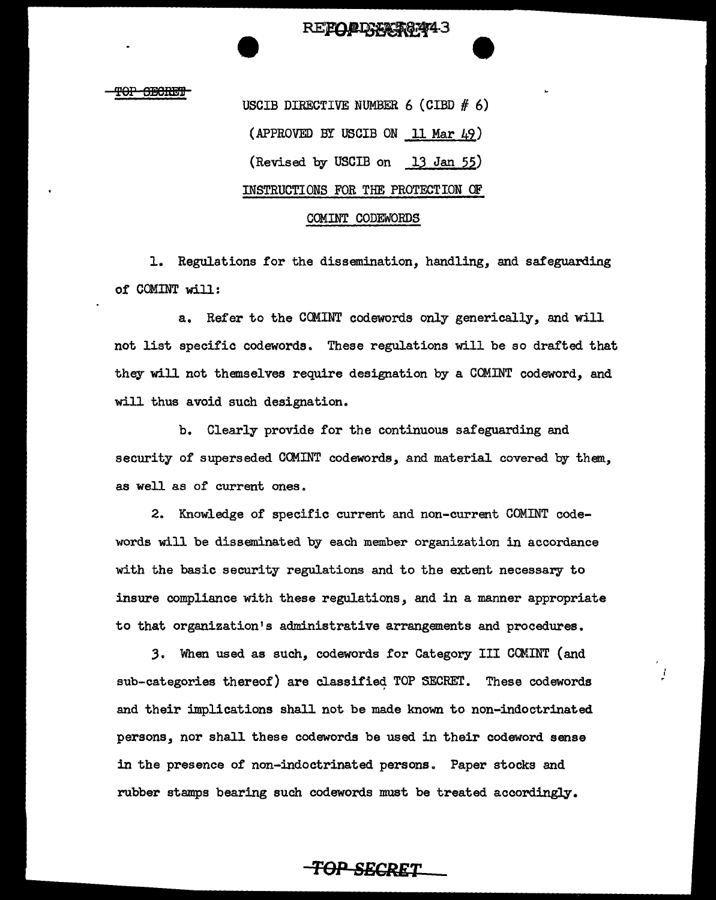TOP SECRET

USCIB DIRECTIVE NUMBER 6 (CIBD # 6)

(APPROVED BY USCIB ON 11 Mar 49)

(Revised by USCIB on 13 Jan 55)

INSTRUCTIONS FOR THE PROTECTION OF

COMINT CODEWORDS

1. Regulations for the dissemination, handling, and safeguarding of COMINT will:

a. Refer to the COMINT codewords only generically, and will not list specific codewords. These regulations will be so drafted that they will not themselves require designation by a COMINT codeword, and will thus avoid such designation.

b. Clearly provide for the continuous safeguarding and security of superseded COMINT codewords, and material covered by them, as well as of current ones.

2. Knowledge of specific current and non-current COMINT codewords will be disseminated by each member organization in accordance with the basic security regulations and to the extent necessary to insure compliance with these regulations, and in a manner appropriate to that organization's administrative arrangements and procedures.

3. When used as such, codewords for Category III COMINT (and sub-categories thereof) are classified TOP SECRET. These codewords and their implications shall not be made known to non-indoctrinated persons, nor shall these codewords be used in their codeword sense in the presence of non-indoctrinated persons. Paper stocks and rubber stamps bearing such codewords must be treated accordingly.

TOP SECRET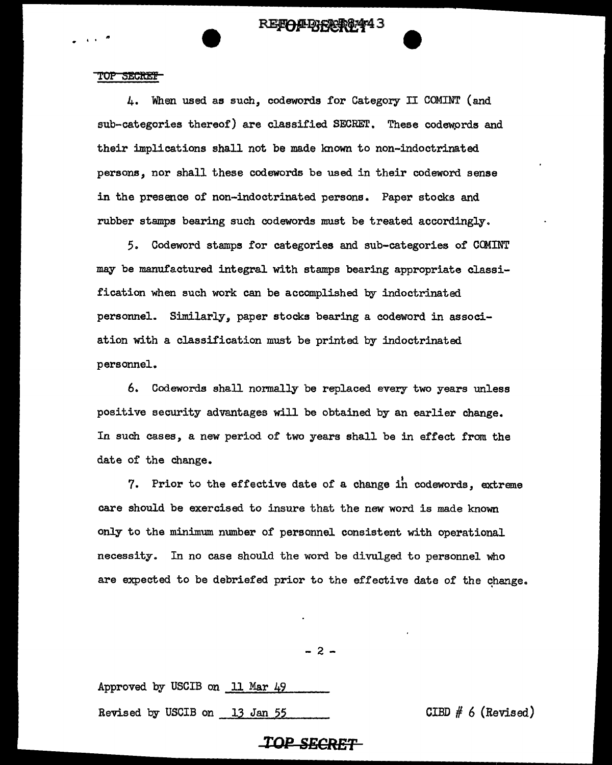TOP SECRET

4. When used as such, codewords for Category II COMINT (and sub-categories thereof) are classified SECRET. These codewords and their implications shall not be made known to non-indoctrinated persons, nor shall these codewords be used in their codeword sense in the presence of non-indoctrinated persons. Paper stocks and rubber stamps bearing such codewords must be treated accordingly.

5. Codeword stamps for categories and sub-categories of COMINT may be manufactured integral with stamps bearing appropriate classification when such work can be accomplished by indoctrinated personnel. Similarly, paper stocks bearing a codeword in association with a classification must be printed by indoctrinated personnel.

6. Codewords shall normally be replaced every two years unless positive security advantages will be obtained by an earlier change. In such cases, a new period of two years shall be in effect from the date of the change.

7. Prior to the effective date of a change in codewords, extreme care should be exercised to insure that the new word is made known only to the minimum number of personnel consistent with operational necessity. In no case should the word be divulged to personnel who are expected to be debriefed prior to the effective date of the change.

Approved by USCIB on 11 Mar 49

Revised by USCIB on 13 Jan 55

CIBD # 6 (Revised)

TOP SECRET